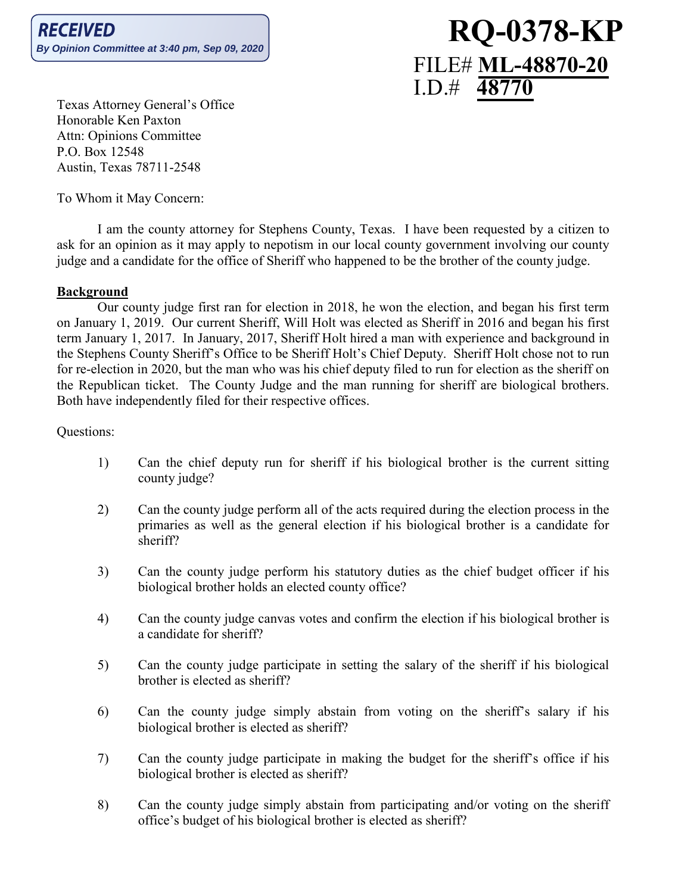**RECEIVED**
*By Opinion Committee at 3:40 pm, Sep 09, 2020*

# RQ-0378-KP

FILE# **ML-48870-20**
I.D.# **48770**

Texas Attorney General's Office
Honorable Ken Paxton
Attn: Opinions Committee
P.O. Box 12548
Austin, Texas 78711-2548

To Whom it May Concern:

I am the county attorney for Stephens County, Texas. I have been requested by a citizen to ask for an opinion as it may apply to nepotism in our local county government involving our county judge and a candidate for the office of Sheriff who happened to be the brother of the county judge.

**Background**

Our county judge first ran for election in 2018, he won the election, and began his first term on January 1, 2019. Our current Sheriff, Will Holt was elected as Sheriff in 2016 and began his first term January 1, 2017. In January, 2017, Sheriff Holt hired a man with experience and background in the Stephens County Sheriff's Office to be Sheriff Holt's Chief Deputy. Sheriff Holt chose not to run for re-election in 2020, but the man who was his chief deputy filed to run for election as the sheriff on the Republican ticket. The County Judge and the man running for sheriff are biological brothers. Both have independently filed for their respective offices.

Questions:

1) Can the chief deputy run for sheriff if his biological brother is the current sitting county judge?

2) Can the county judge perform all of the acts required during the election process in the primaries as well as the general election if his biological brother is a candidate for sheriff?

3) Can the county judge perform his statutory duties as the chief budget officer if his biological brother holds an elected county office?

4) Can the county judge canvas votes and confirm the election if his biological brother is a candidate for sheriff?

5) Can the county judge participate in setting the salary of the sheriff if his biological brother is elected as sheriff?

6) Can the county judge simply abstain from voting on the sheriff's salary if his biological brother is elected as sheriff?

7) Can the county judge participate in making the budget for the sheriff's office if his biological brother is elected as sheriff?

8) Can the county judge simply abstain from participating and/or voting on the sheriff office's budget of his biological brother is elected as sheriff?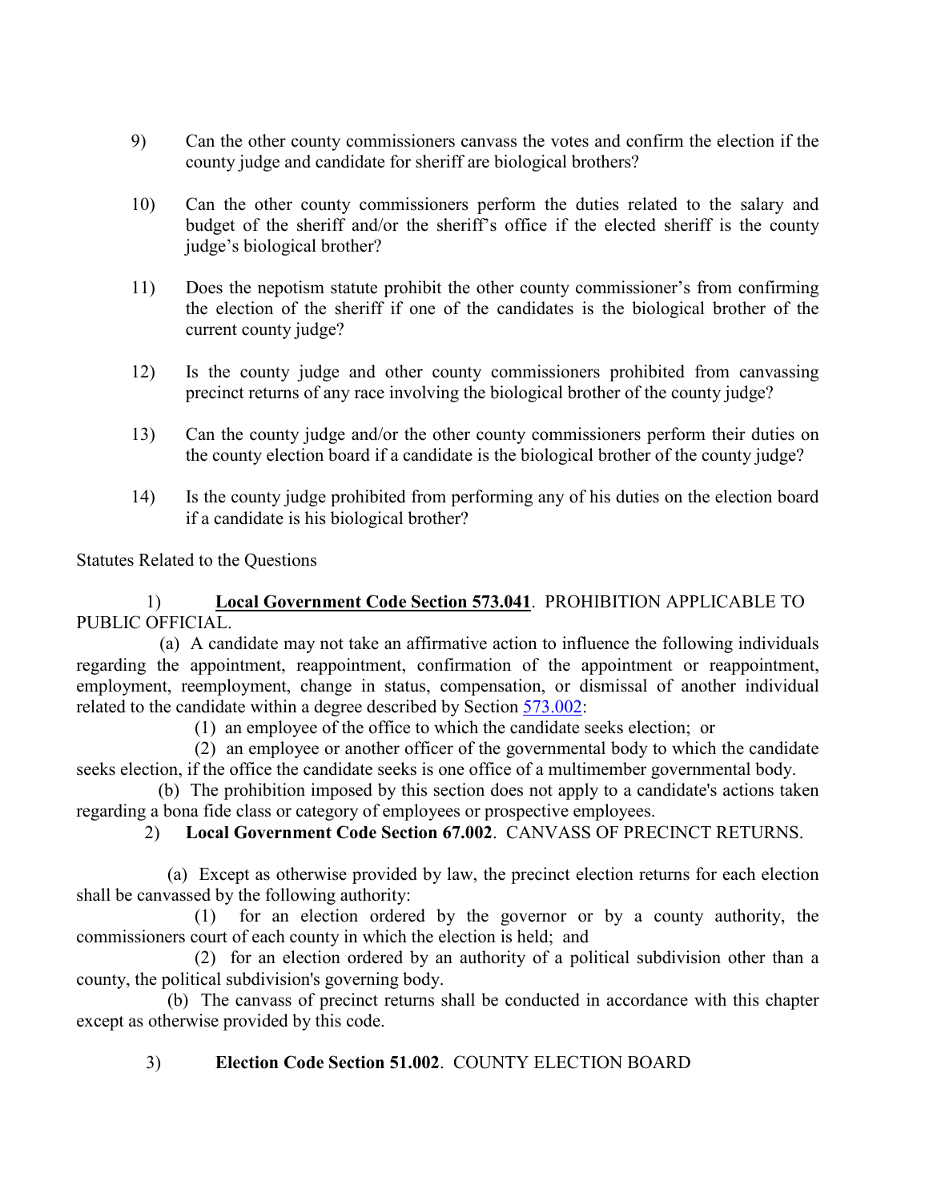9) Can the other county commissioners canvass the votes and confirm the election if the county judge and candidate for sheriff are biological brothers?

10) Can the other county commissioners perform the duties related to the salary and budget of the sheriff and/or the sheriff's office if the elected sheriff is the county judge's biological brother?

11) Does the nepotism statute prohibit the other county commissioner's from confirming the election of the sheriff if one of the candidates is the biological brother of the current county judge?

12) Is the county judge and other county commissioners prohibited from canvassing precinct returns of any race involving the biological brother of the county judge?

13) Can the county judge and/or the other county commissioners perform their duties on the county election board if a candidate is the biological brother of the county judge?

14) Is the county judge prohibited from performing any of his duties on the election board if a candidate is his biological brother?

Statutes Related to the Questions

1) **Local Government Code Section 573.041**. PROHIBITION APPLICABLE TO PUBLIC OFFICIAL.

(a) A candidate may not take an affirmative action to influence the following individuals regarding the appointment, reappointment, confirmation of the appointment or reappointment, employment, reemployment, change in status, compensation, or dismissal of another individual related to the candidate within a degree described by Section 573.002:

(1) an employee of the office to which the candidate seeks election; or

(2) an employee or another officer of the governmental body to which the candidate seeks election, if the office the candidate seeks is one office of a multimember governmental body.

(b) The prohibition imposed by this section does not apply to a candidate's actions taken regarding a bona fide class or category of employees or prospective employees.

2) **Local Government Code Section 67.002**. CANVASS OF PRECINCT RETURNS.

(a) Except as otherwise provided by law, the precinct election returns for each election shall be canvassed by the following authority:

(1) for an election ordered by the governor or by a county authority, the commissioners court of each county in which the election is held; and

(2) for an election ordered by an authority of a political subdivision other than a county, the political subdivision's governing body.

(b) The canvass of precinct returns shall be conducted in accordance with this chapter except as otherwise provided by this code.

3) **Election Code Section 51.002**. COUNTY ELECTION BOARD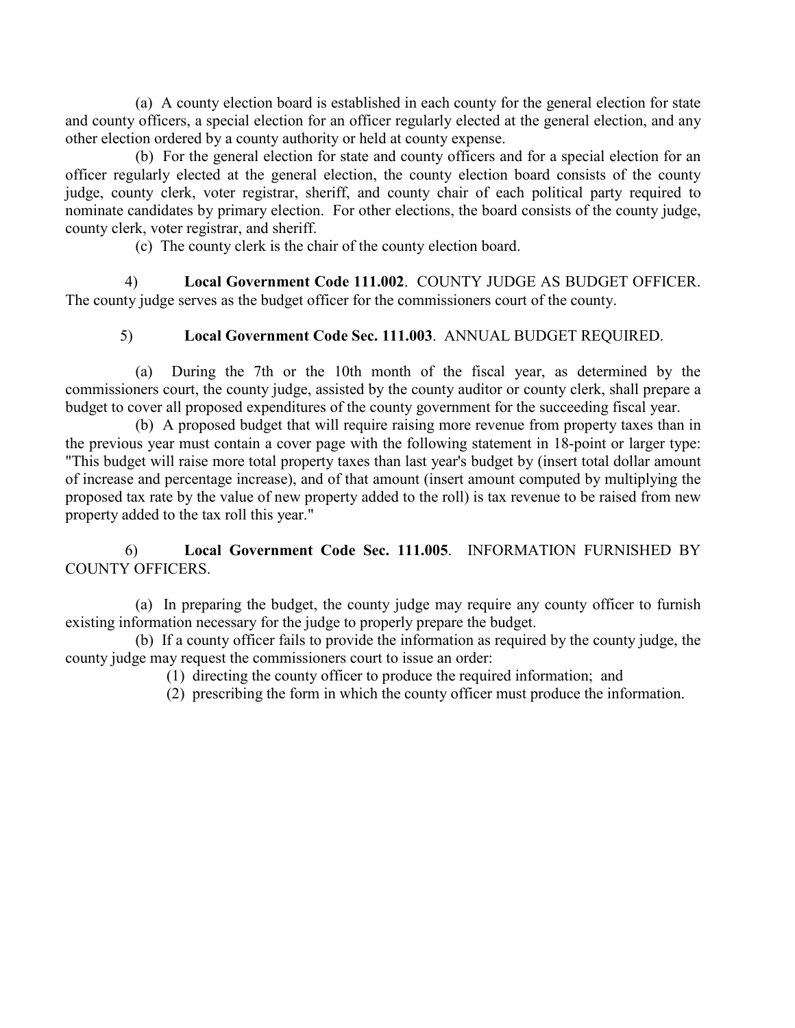(a) A county election board is established in each county for the general election for state and county officers, a special election for an officer regularly elected at the general election, and any other election ordered by a county authority or held at county expense.

(b) For the general election for state and county officers and for a special election for an officer regularly elected at the general election, the county election board consists of the county judge, county clerk, voter registrar, sheriff, and county chair of each political party required to nominate candidates by primary election. For other elections, the board consists of the county judge, county clerk, voter registrar, and sheriff.

(c) The county clerk is the chair of the county election board.

4) **Local Government Code 111.002**. COUNTY JUDGE AS BUDGET OFFICER. The county judge serves as the budget officer for the commissioners court of the county.

5) **Local Government Code Sec. 111.003**. ANNUAL BUDGET REQUIRED.

(a) During the 7th or the 10th month of the fiscal year, as determined by the commissioners court, the county judge, assisted by the county auditor or county clerk, shall prepare a budget to cover all proposed expenditures of the county government for the succeeding fiscal year.

(b) A proposed budget that will require raising more revenue from property taxes than in the previous year must contain a cover page with the following statement in 18-point or larger type: "This budget will raise more total property taxes than last year's budget by (insert total dollar amount of increase and percentage increase), and of that amount (insert amount computed by multiplying the proposed tax rate by the value of new property added to the roll) is tax revenue to be raised from new property added to the tax roll this year."

6) **Local Government Code Sec. 111.005**. INFORMATION FURNISHED BY COUNTY OFFICERS.

(a) In preparing the budget, the county judge may require any county officer to furnish existing information necessary for the judge to properly prepare the budget.

(b) If a county officer fails to provide the information as required by the county judge, the county judge may request the commissioners court to issue an order:

(1) directing the county officer to produce the required information; and

(2) prescribing the form in which the county officer must produce the information.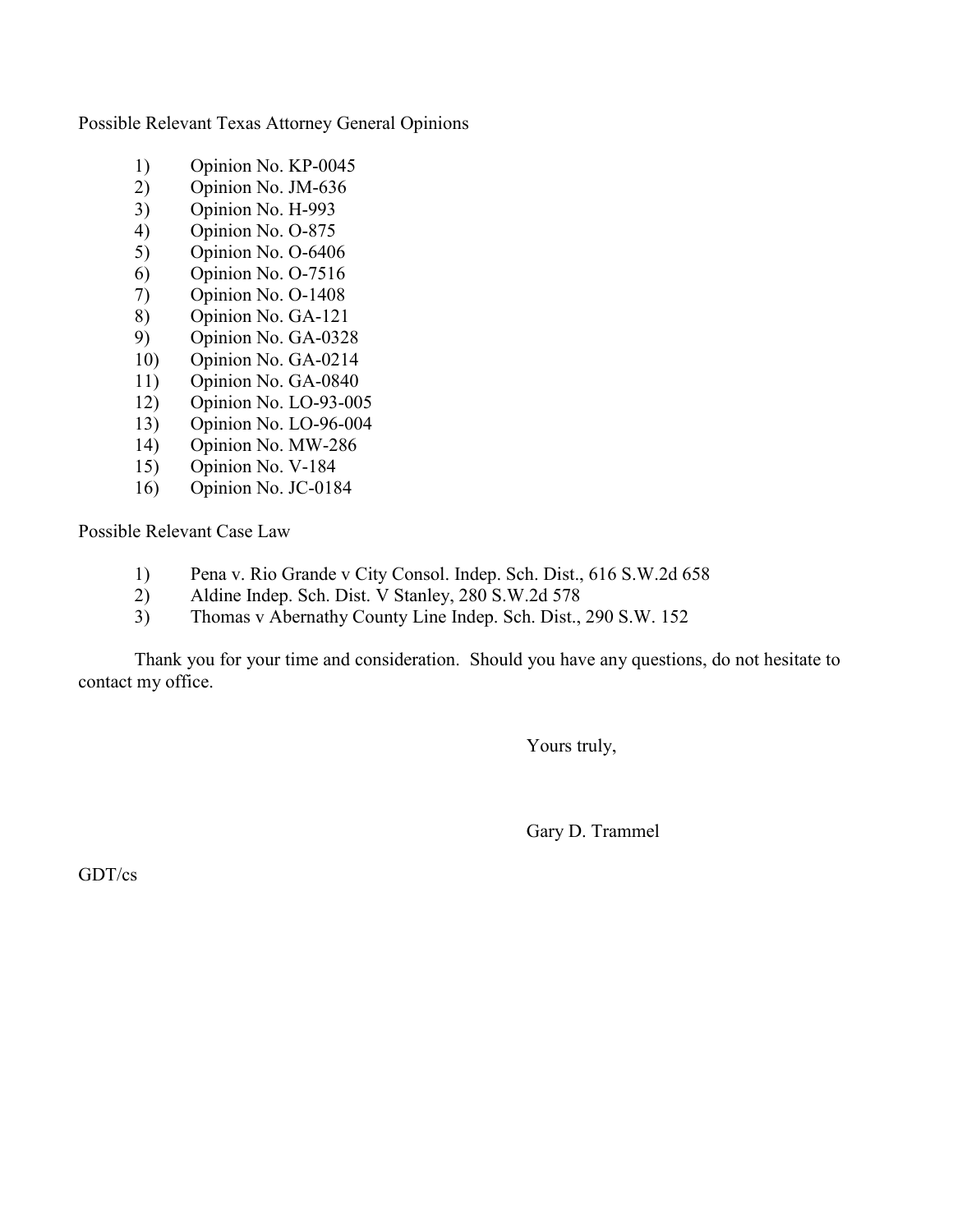Possible Relevant Texas Attorney General Opinions

1) Opinion No. KP-0045
2) Opinion No. JM-636
3) Opinion No. H-993
4) Opinion No. O-875
5) Opinion No. O-6406
6) Opinion No. O-7516
7) Opinion No. O-1408
8) Opinion No. GA-121
9) Opinion No. GA-0328
10) Opinion No. GA-0214
11) Opinion No. GA-0840
12) Opinion No. LO-93-005
13) Opinion No. LO-96-004
14) Opinion No. MW-286
15) Opinion No. V-184
16) Opinion No. JC-0184

Possible Relevant Case Law

1) Pena v. Rio Grande v City Consol. Indep. Sch. Dist., 616 S.W.2d 658
2) Aldine Indep. Sch. Dist. V Stanley, 280 S.W.2d 578
3) Thomas v Abernathy County Line Indep. Sch. Dist., 290 S.W. 152

Thank you for your time and consideration. Should you have any questions, do not hesitate to contact my office.

Yours truly,

Gary D. Trammel

GDT/cs